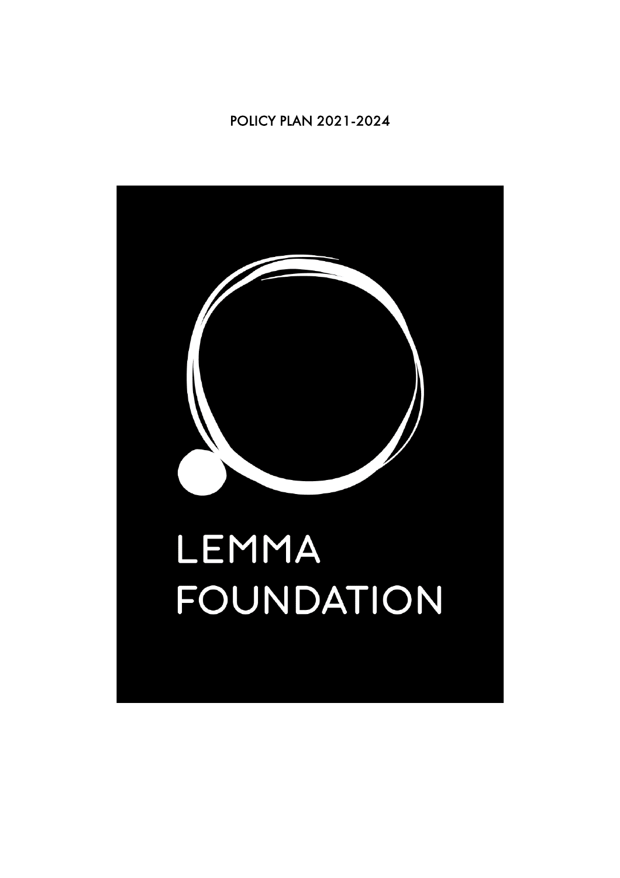POLICY PLAN 2021-2024

# LEMMA FOUNDATION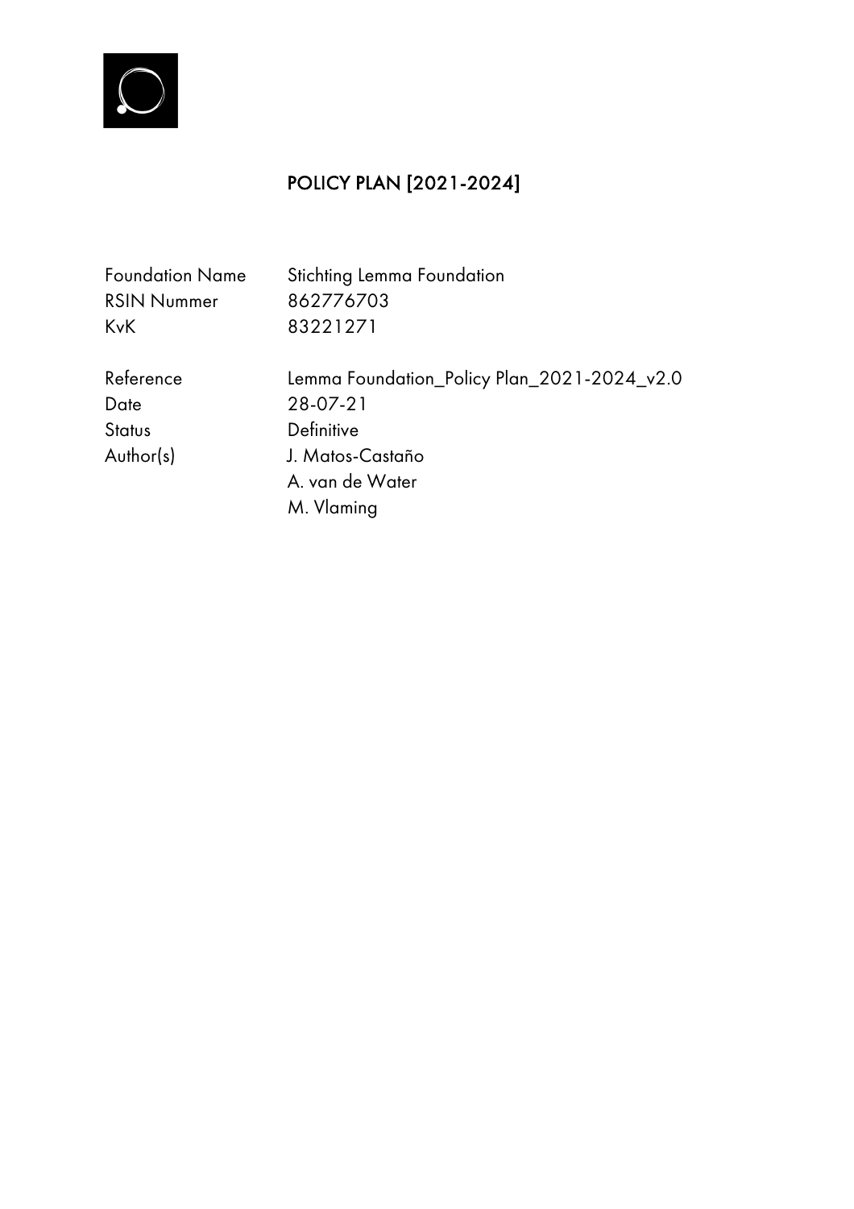# POLICY PLAN [2021-2024]

| | |
|---|---|
| Foundation Name | Stichting Lemma Foundation |
| RSIN Nummer | 862776703 |
| KvK | 83221271 |
| | |
| Reference | Lemma Foundation_Policy Plan_2021-2024_v2.0 |
| Date | 28-07-21 |
| Status | Definitive |
| Author(s) | J. Matos-Castaño |
| | A. van de Water |
| | M. Vlaming |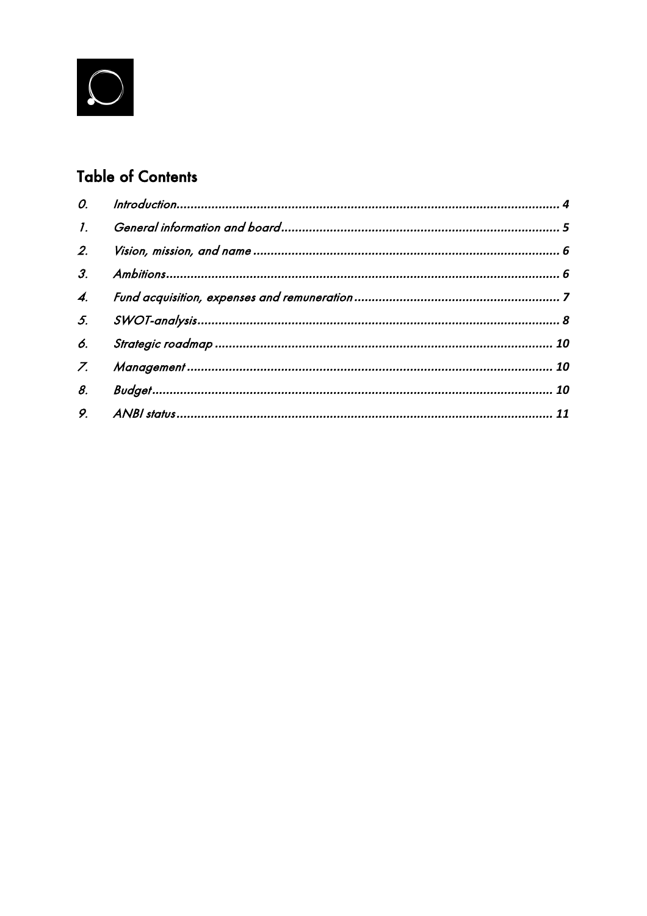## Table of Contents

0. Introduction ........................................................................................................ 4
1. General information and board ......................................................................... 5
2. Vision, mission, and name ................................................................................. 6
3. Ambitions ........................................................................................................... 6
4. Fund acquisition, expenses and remuneration ..................................................... 7
5. SWOT-analysis .................................................................................................... 8
6. Strategic roadmap ............................................................................................. 10
7. Management ..................................................................................................... 10
8. Budget .............................................................................................................. 10
9. ANBI status ....................................................................................................... 11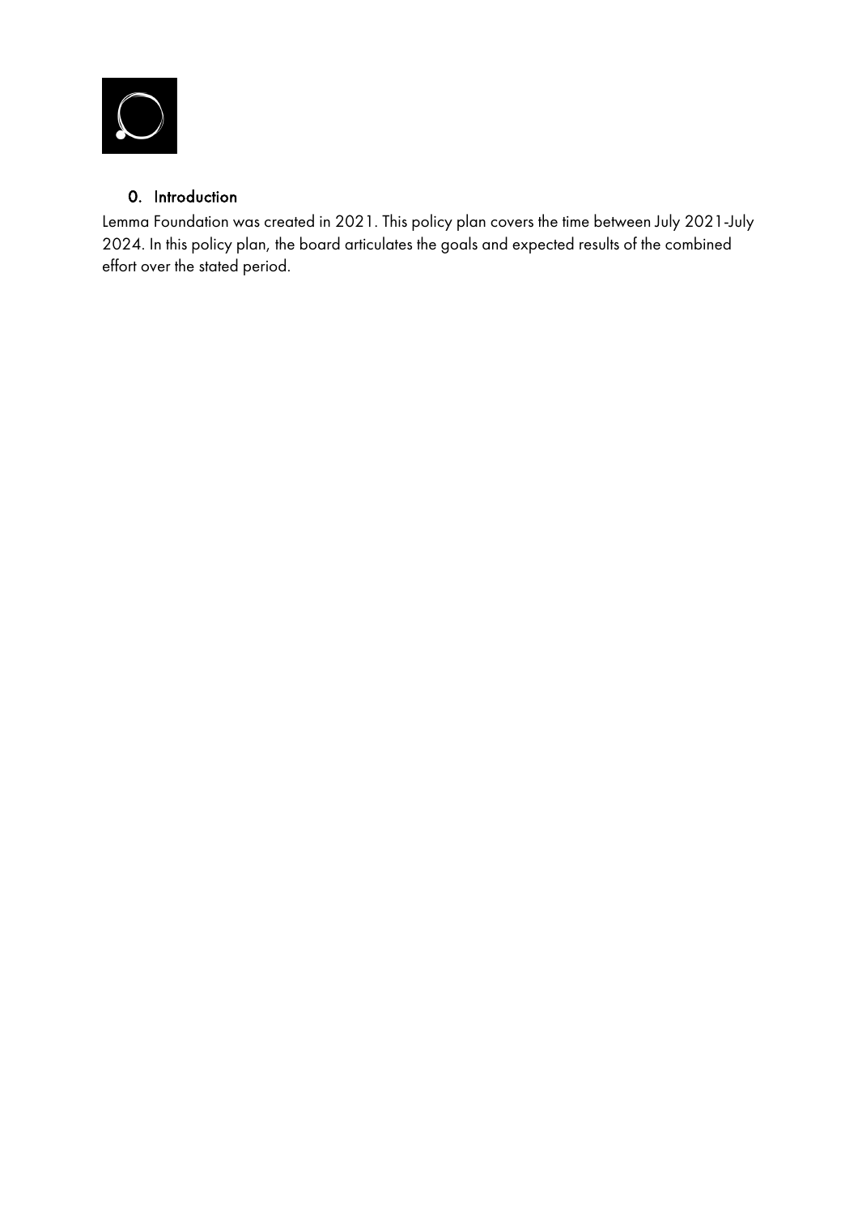## 0. Introduction

Lemma Foundation was created in 2021. This policy plan covers the time between July 2021-July 2024. In this policy plan, the board articulates the goals and expected results of the combined effort over the stated period.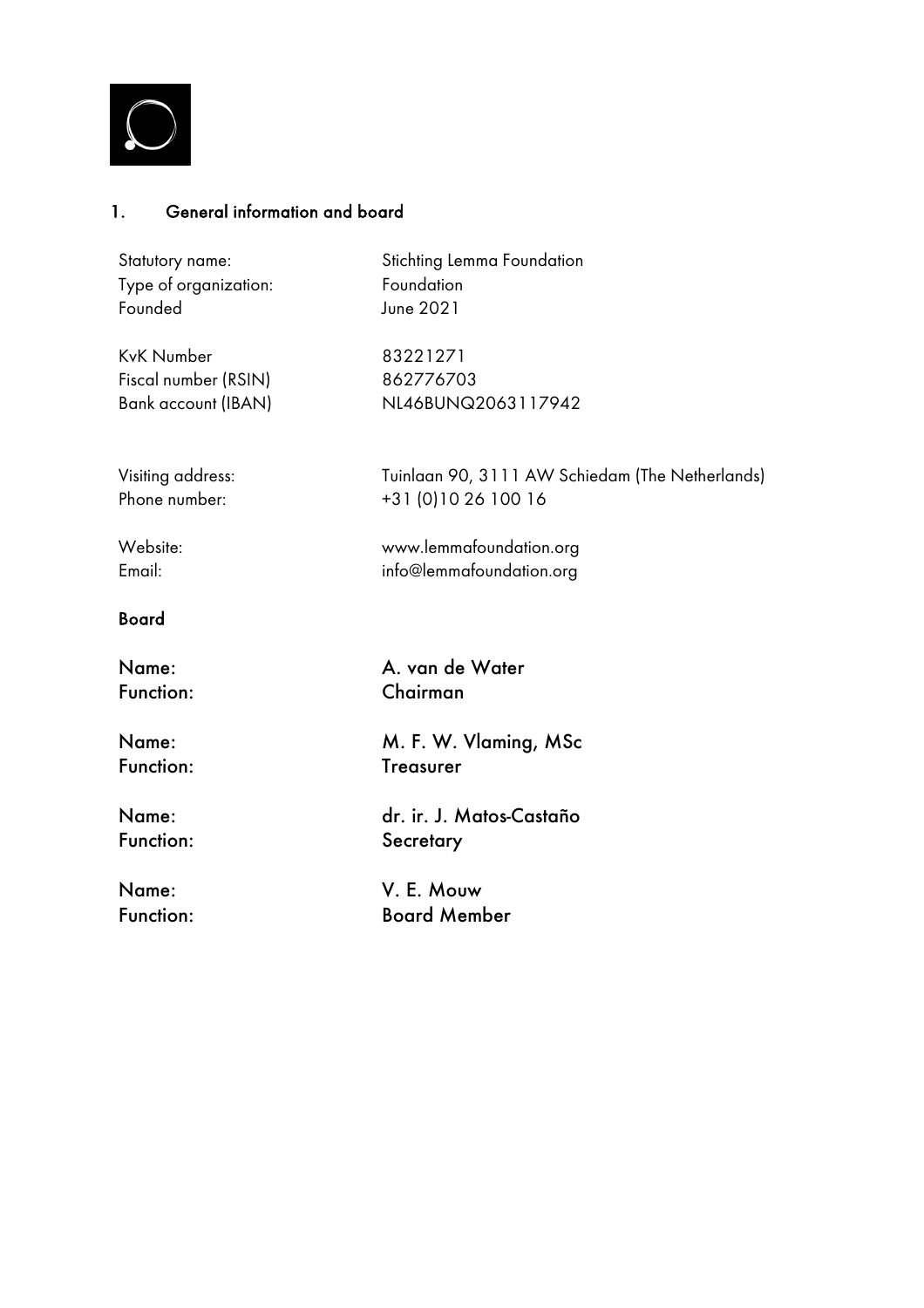## 1. General information and board

| | |
|---|---|
| Statutory name: | Stichting Lemma Foundation |
| Type of organization: | Foundation |
| Founded | June 2021 |
| KvK Number | 83221271 |
| Fiscal number (RSIN) | 862776703 |
| Bank account (IBAN) | NL46BUNQ2063117942 |
| Visiting address: | Tuinlaan 90, 3111 AW Schiedam (The Netherlands) |
| Phone number: | +31 (0)10 26 100 16 |
| Website: | www.lemmafoundation.org |
| Email: | info@lemmafoundation.org |

**Board**

| | |
|---|---|
| **Name:** | **A. van de Water** |
| **Function:** | **Chairman** |
| **Name:** | **M. F. W. Vlaming, MSc** |
| **Function:** | **Treasurer** |
| **Name:** | **dr. ir. J. Matos-Castaño** |
| **Function:** | **Secretary** |
| **Name:** | **V. E. Mouw** |
| **Function:** | **Board Member** |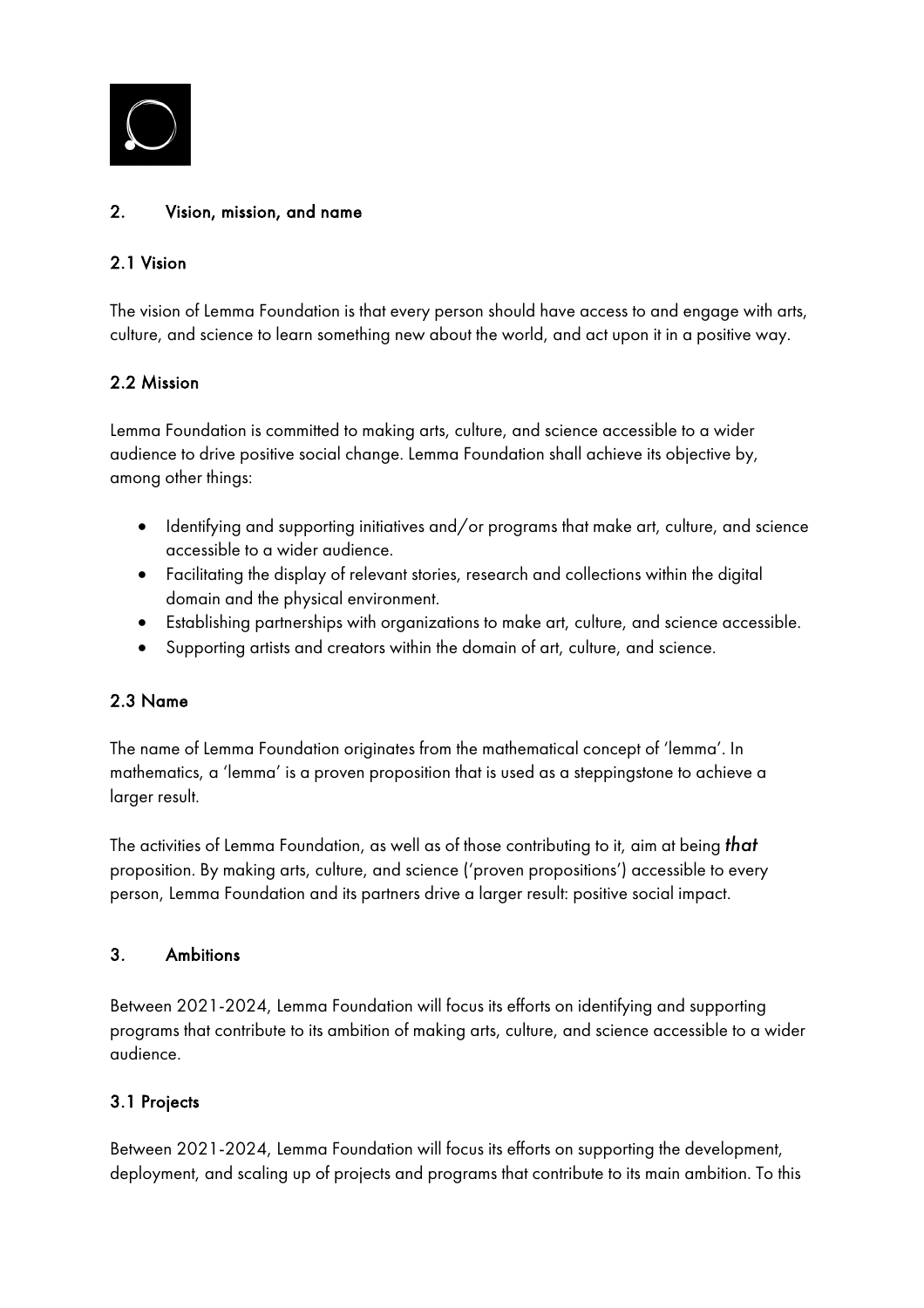## 2. Vision, mission, and name

### 2.1 Vision

The vision of Lemma Foundation is that every person should have access to and engage with arts, culture, and science to learn something new about the world, and act upon it in a positive way.

### 2.2 Mission

Lemma Foundation is committed to making arts, culture, and science accessible to a wider audience to drive positive social change. Lemma Foundation shall achieve its objective by, among other things:

- Identifying and supporting initiatives and/or programs that make art, culture, and science accessible to a wider audience.
- Facilitating the display of relevant stories, research and collections within the digital domain and the physical environment.
- Establishing partnerships with organizations to make art, culture, and science accessible.
- Supporting artists and creators within the domain of art, culture, and science.

### 2.3 Name

The name of Lemma Foundation originates from the mathematical concept of 'lemma'. In mathematics, a 'lemma' is a proven proposition that is used as a steppingstone to achieve a larger result.

The activities of Lemma Foundation, as well as of those contributing to it, aim at being ***that*** proposition. By making arts, culture, and science ('proven propositions') accessible to every person, Lemma Foundation and its partners drive a larger result: positive social impact.

## 3. Ambitions

Between 2021-2024, Lemma Foundation will focus its efforts on identifying and supporting programs that contribute to its ambition of making arts, culture, and science accessible to a wider audience.

### 3.1 Projects

Between 2021-2024, Lemma Foundation will focus its efforts on supporting the development, deployment, and scaling up of projects and programs that contribute to its main ambition. To this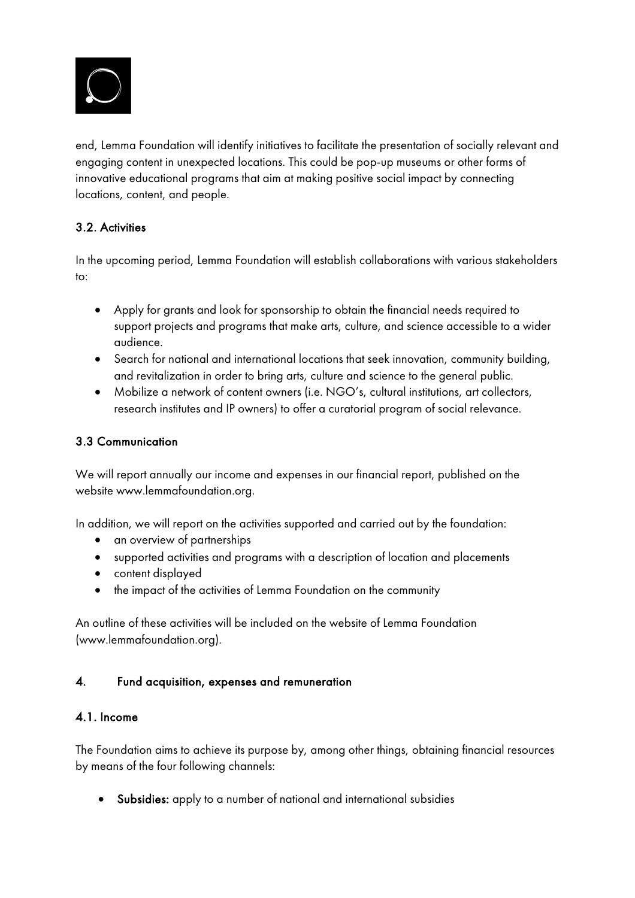end, Lemma Foundation will identify initiatives to facilitate the presentation of socially relevant and engaging content in unexpected locations. This could be pop-up museums or other forms of innovative educational programs that aim at making positive social impact by connecting locations, content, and people.

### 3.2. Activities

In the upcoming period, Lemma Foundation will establish collaborations with various stakeholders to:

- Apply for grants and look for sponsorship to obtain the financial needs required to support projects and programs that make arts, culture, and science accessible to a wider audience.
- Search for national and international locations that seek innovation, community building, and revitalization in order to bring arts, culture and science to the general public.
- Mobilize a network of content owners (i.e. NGO's, cultural institutions, art collectors, research institutes and IP owners) to offer a curatorial program of social relevance.

### 3.3 Communication

We will report annually our income and expenses in our financial report, published on the website www.lemmafoundation.org.

In addition, we will report on the activities supported and carried out by the foundation:

- an overview of partnerships
- supported activities and programs with a description of location and placements
- content displayed
- the impact of the activities of Lemma Foundation on the community

An outline of these activities will be included on the website of Lemma Foundation (www.lemmafoundation.org).

## 4. Fund acquisition, expenses and remuneration

### 4.1. Income

The Foundation aims to achieve its purpose by, among other things, obtaining financial resources by means of the four following channels:

- **Subsidies:** apply to a number of national and international subsidies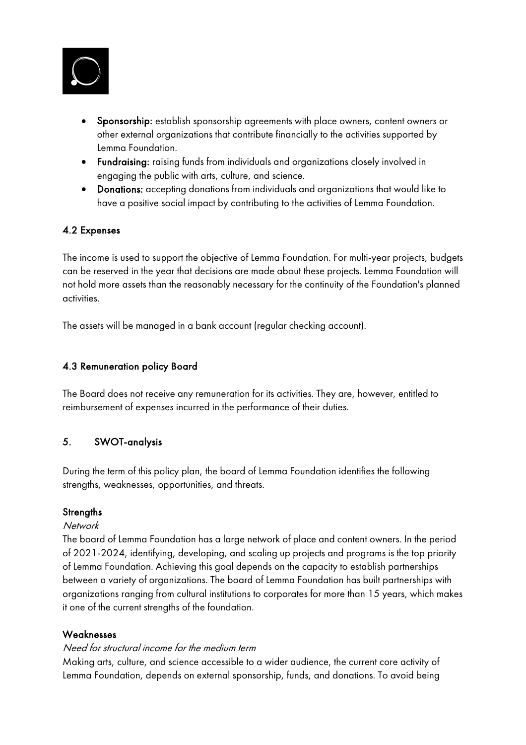- **Sponsorship:** establish sponsorship agreements with place owners, content owners or other external organizations that contribute financially to the activities supported by Lemma Foundation.
- **Fundraising:** raising funds from individuals and organizations closely involved in engaging the public with arts, culture, and science.
- **Donations:** accepting donations from individuals and organizations that would like to have a positive social impact by contributing to the activities of Lemma Foundation.

### 4.2 Expenses

The income is used to support the objective of Lemma Foundation. For multi-year projects, budgets can be reserved in the year that decisions are made about these projects. Lemma Foundation will not hold more assets than the reasonably necessary for the continuity of the Foundation's planned activities.

The assets will be managed in a bank account (regular checking account).

### 4.3 Remuneration policy Board

The Board does not receive any remuneration for its activities. They are, however, entitled to reimbursement of expenses incurred in the performance of their duties.

## 5. SWOT-analysis

During the term of this policy plan, the board of Lemma Foundation identifies the following strengths, weaknesses, opportunities, and threats.

### Strengths

*Network*

The board of Lemma Foundation has a large network of place and content owners. In the period of 2021-2024, identifying, developing, and scaling up projects and programs is the top priority of Lemma Foundation. Achieving this goal depends on the capacity to establish partnerships between a variety of organizations. The board of Lemma Foundation has built partnerships with organizations ranging from cultural institutions to corporates for more than 15 years, which makes it one of the current strengths of the foundation.

### Weaknesses

*Need for structural income for the medium term*

Making arts, culture, and science accessible to a wider audience, the current core activity of Lemma Foundation, depends on external sponsorship, funds, and donations. To avoid being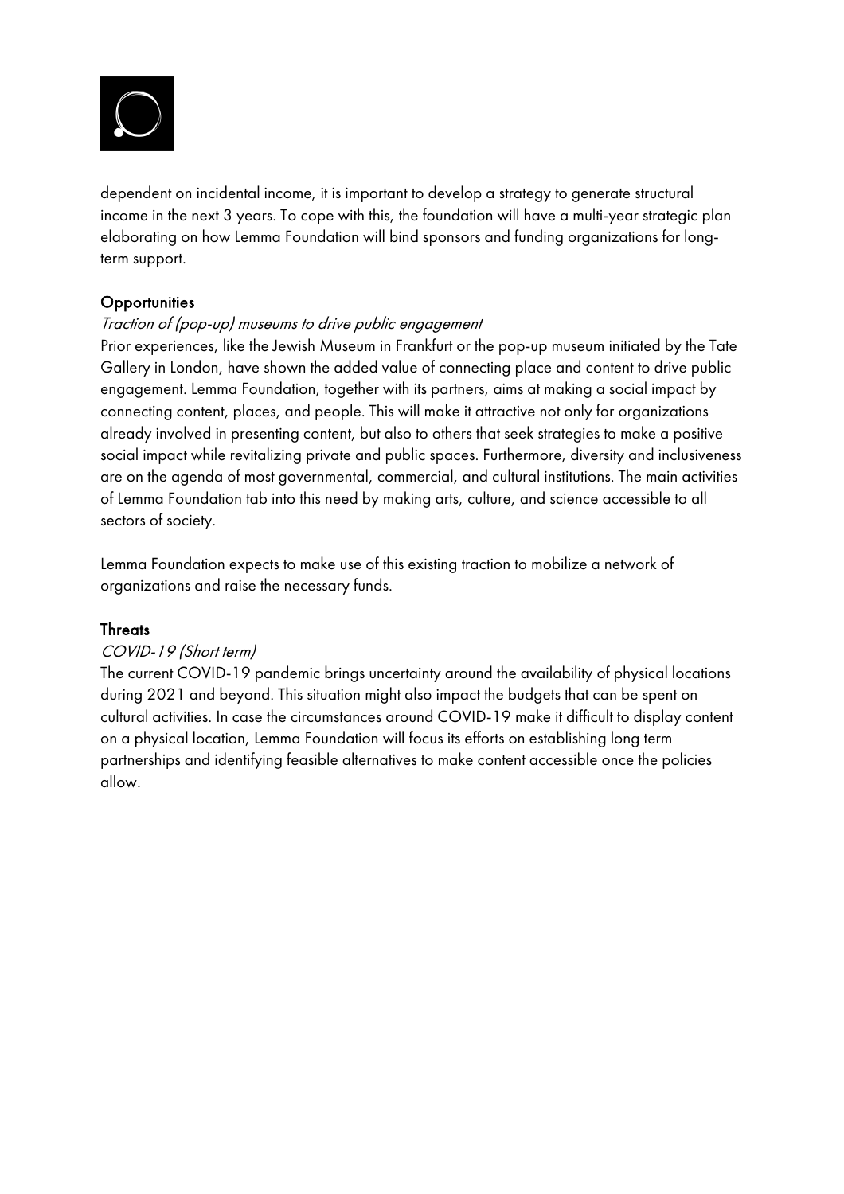dependent on incidental income, it is important to develop a strategy to generate structural income in the next 3 years. To cope with this, the foundation will have a multi-year strategic plan elaborating on how Lemma Foundation will bind sponsors and funding organizations for long-term support.

**Opportunities**

*Traction of (pop-up) museums to drive public engagement*

Prior experiences, like the Jewish Museum in Frankfurt or the pop-up museum initiated by the Tate Gallery in London, have shown the added value of connecting place and content to drive public engagement. Lemma Foundation, together with its partners, aims at making a social impact by connecting content, places, and people. This will make it attractive not only for organizations already involved in presenting content, but also to others that seek strategies to make a positive social impact while revitalizing private and public spaces. Furthermore, diversity and inclusiveness are on the agenda of most governmental, commercial, and cultural institutions. The main activities of Lemma Foundation tab into this need by making arts, culture, and science accessible to all sectors of society.

Lemma Foundation expects to make use of this existing traction to mobilize a network of organizations and raise the necessary funds.

**Threats**

*COVID-19 (Short term)*

The current COVID-19 pandemic brings uncertainty around the availability of physical locations during 2021 and beyond. This situation might also impact the budgets that can be spent on cultural activities. In case the circumstances around COVID-19 make it difficult to display content on a physical location, Lemma Foundation will focus its efforts on establishing long term partnerships and identifying feasible alternatives to make content accessible once the policies allow.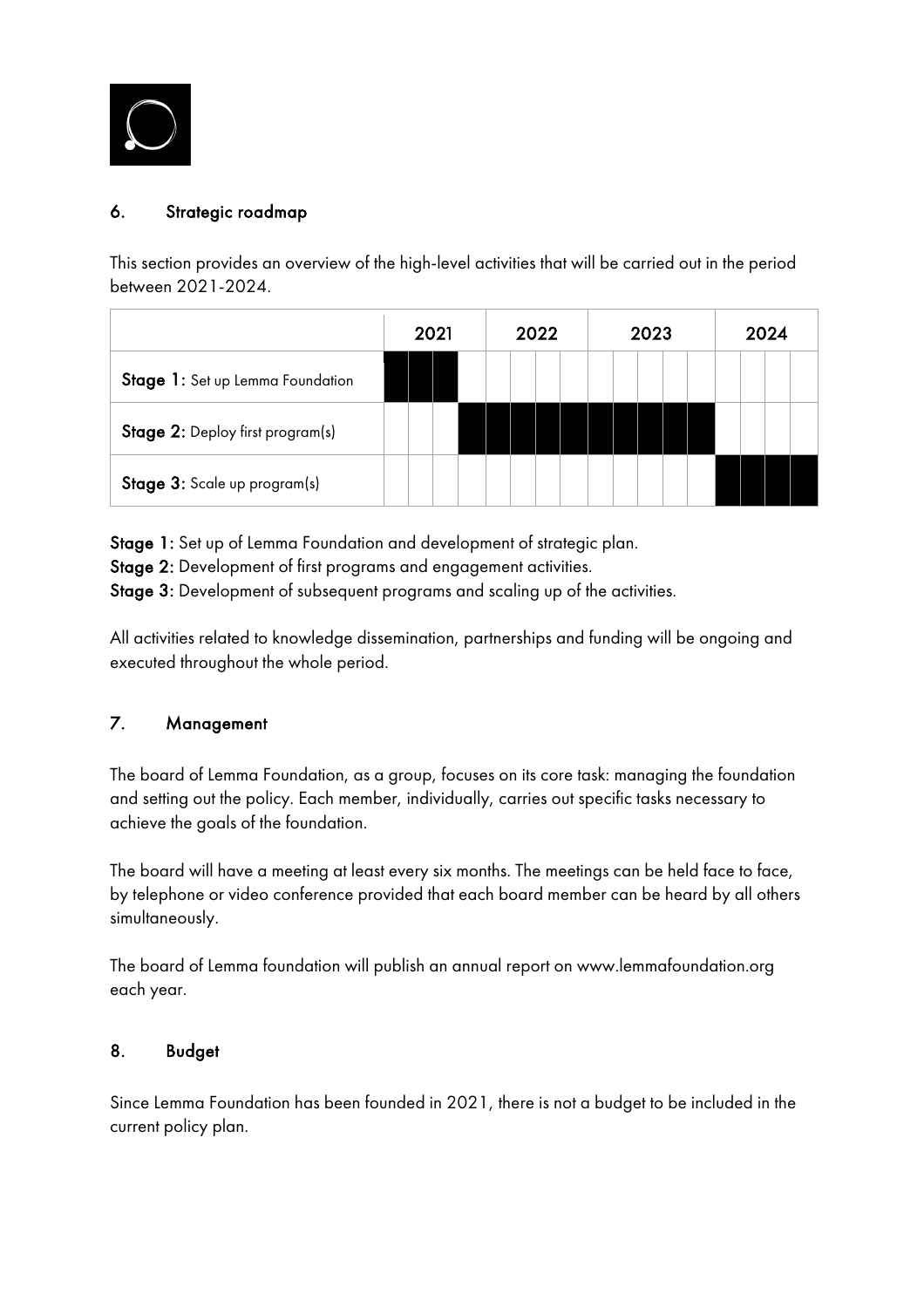## 6. Strategic roadmap

This section provides an overview of the high-level activities that will be carried out in the period between 2021-2024.

| | 2021 | | | | 2022 | | | | 2023 | | | | | 2024 | | | |
|---|---|---|---|---|---|---|---|---|---|---|---|---|---|---|---|---|---|
| **Stage 1:** Set up Lemma Foundation | ■ | ■ | ■ | | | | | | | | | | | | | | |
| **Stage 2:** Deploy first program(s) | | | | ■ | ■ | ■ | ■ | ■ | ■ | ■ | ■ | ■ | ■ | | | | |
| **Stage 3:** Scale up program(s) | | | | | | | | | | | | | | ■ | ■ | ■ | ■ |

**Stage 1:** Set up of Lemma Foundation and development of strategic plan.
**Stage 2:** Development of first programs and engagement activities.
**Stage 3:** Development of subsequent programs and scaling up of the activities.

All activities related to knowledge dissemination, partnerships and funding will be ongoing and executed throughout the whole period.

## 7. Management

The board of Lemma Foundation, as a group, focuses on its core task: managing the foundation and setting out the policy. Each member, individually, carries out specific tasks necessary to achieve the goals of the foundation.

The board will have a meeting at least every six months. The meetings can be held face to face, by telephone or video conference provided that each board member can be heard by all others simultaneously.

The board of Lemma foundation will publish an annual report on www.lemmafoundation.org each year.

## 8. Budget

Since Lemma Foundation has been founded in 2021, there is not a budget to be included in the current policy plan.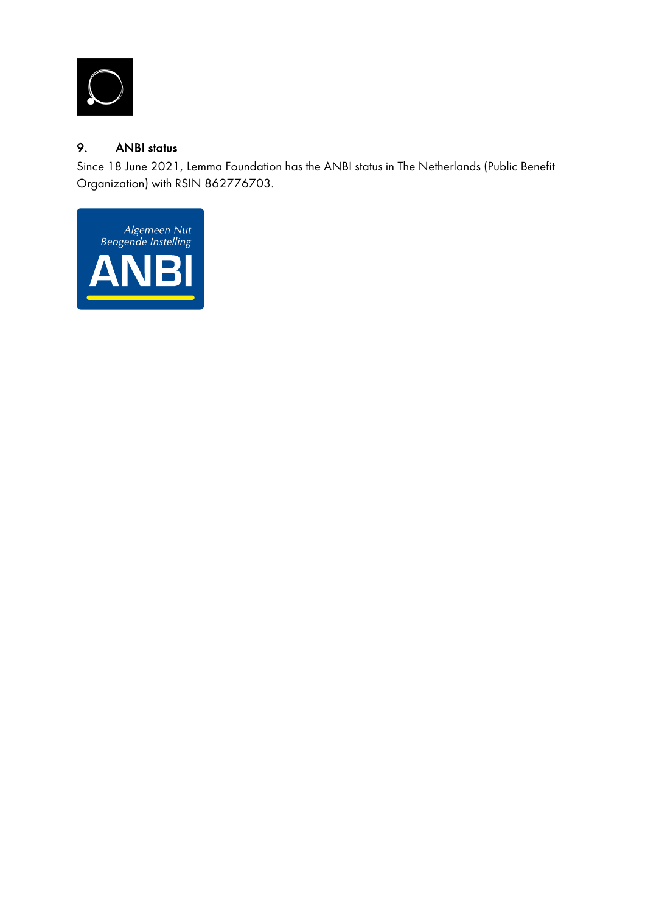## 9. ANBI status

Since 18 June 2021, Lemma Foundation has the ANBI status in The Netherlands (Public Benefit Organization) with RSIN 862776703.